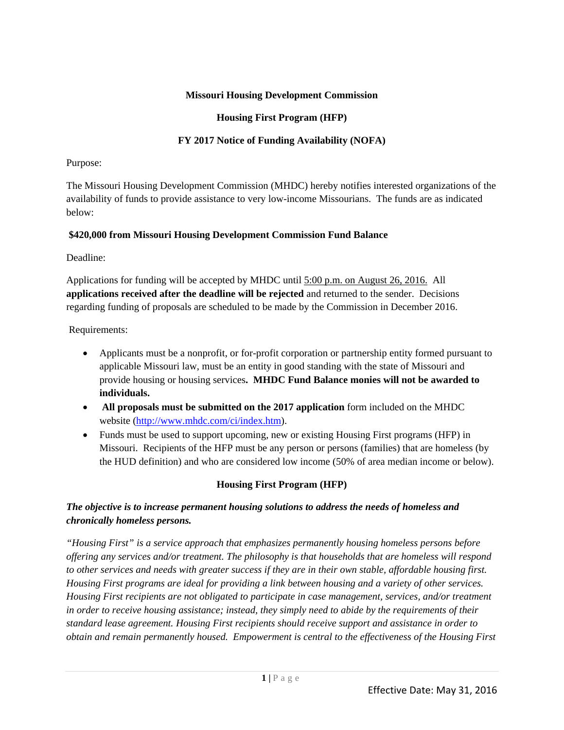**Missouri Housing Development Commission**

**Housing First Program (HFP)**

**FY 2017 Notice of Funding Availability (NOFA)**

Purpose:

The Missouri Housing Development Commission (MHDC) hereby notifies interested organizations of the availability of funds to provide assistance to very low-income Missourians. The funds are as indicated below:

**$420,000 from Missouri Housing Development Commission Fund Balance**

Deadline:

Applications for funding will be accepted by MHDC until 5:00 p.m. on August 26, 2016. All **applications received after the deadline will be rejected** and returned to the sender. Decisions regarding funding of proposals are scheduled to be made by the Commission in December 2016.

Requirements:

- Applicants must be a nonprofit, or for-profit corporation or partnership entity formed pursuant to applicable Missouri law, must be an entity in good standing with the state of Missouri and provide housing or housing services**. MHDC Fund Balance monies will not be awarded to individuals.**
- **All proposals must be submitted on the 2017 application** form included on the MHDC website (http://www.mhdc.com/ci/index.htm).
- Funds must be used to support upcoming, new or existing Housing First programs (HFP) in Missouri. Recipients of the HFP must be any person or persons (families) that are homeless (by the HUD definition) and who are considered low income (50% of area median income or below).

**Housing First Program (HFP)**

***The objective is to increase permanent housing solutions to address the needs of homeless and chronically homeless persons.***

*"Housing First" is a service approach that emphasizes permanently housing homeless persons before offering any services and/or treatment. The philosophy is that households that are homeless will respond to other services and needs with greater success if they are in their own stable, affordable housing first. Housing First programs are ideal for providing a link between housing and a variety of other services. Housing First recipients are not obligated to participate in case management, services, and/or treatment in order to receive housing assistance; instead, they simply need to abide by the requirements of their standard lease agreement. Housing First recipients should receive support and assistance in order to obtain and remain permanently housed. Empowerment is central to the effectiveness of the Housing First*

Effective Date: May 31, 2016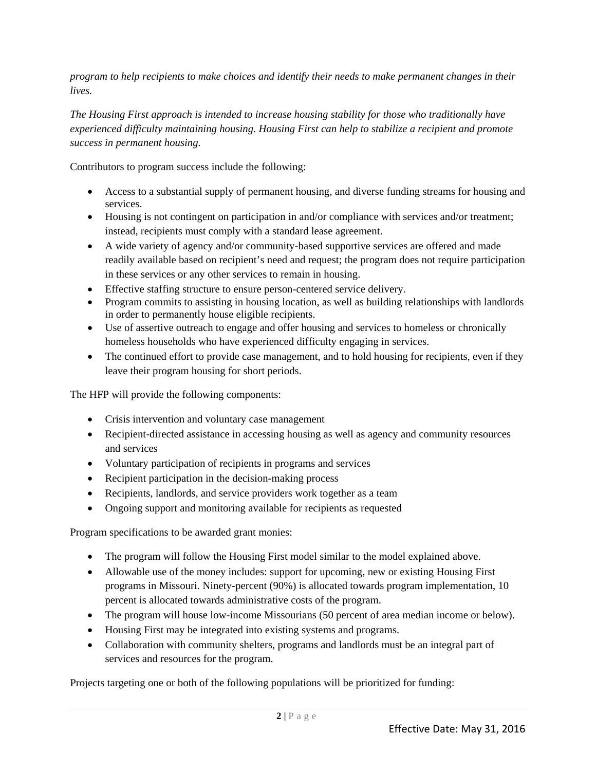*program to help recipients to make choices and identify their needs to make permanent changes in their lives.*

*The Housing First approach is intended to increase housing stability for those who traditionally have experienced difficulty maintaining housing. Housing First can help to stabilize a recipient and promote success in permanent housing.*

Contributors to program success include the following:

- Access to a substantial supply of permanent housing, and diverse funding streams for housing and services.
- Housing is not contingent on participation in and/or compliance with services and/or treatment; instead, recipients must comply with a standard lease agreement.
- A wide variety of agency and/or community-based supportive services are offered and made readily available based on recipient's need and request; the program does not require participation in these services or any other services to remain in housing.
- Effective staffing structure to ensure person-centered service delivery.
- Program commits to assisting in housing location, as well as building relationships with landlords in order to permanently house eligible recipients.
- Use of assertive outreach to engage and offer housing and services to homeless or chronically homeless households who have experienced difficulty engaging in services.
- The continued effort to provide case management, and to hold housing for recipients, even if they leave their program housing for short periods.

The HFP will provide the following components:

- Crisis intervention and voluntary case management
- Recipient-directed assistance in accessing housing as well as agency and community resources and services
- Voluntary participation of recipients in programs and services
- Recipient participation in the decision-making process
- Recipients, landlords, and service providers work together as a team
- Ongoing support and monitoring available for recipients as requested

Program specifications to be awarded grant monies:

- The program will follow the Housing First model similar to the model explained above.
- Allowable use of the money includes: support for upcoming, new or existing Housing First programs in Missouri. Ninety-percent (90%) is allocated towards program implementation, 10 percent is allocated towards administrative costs of the program.
- The program will house low-income Missourians (50 percent of area median income or below).
- Housing First may be integrated into existing systems and programs.
- Collaboration with community shelters, programs and landlords must be an integral part of services and resources for the program.

Projects targeting one or both of the following populations will be prioritized for funding: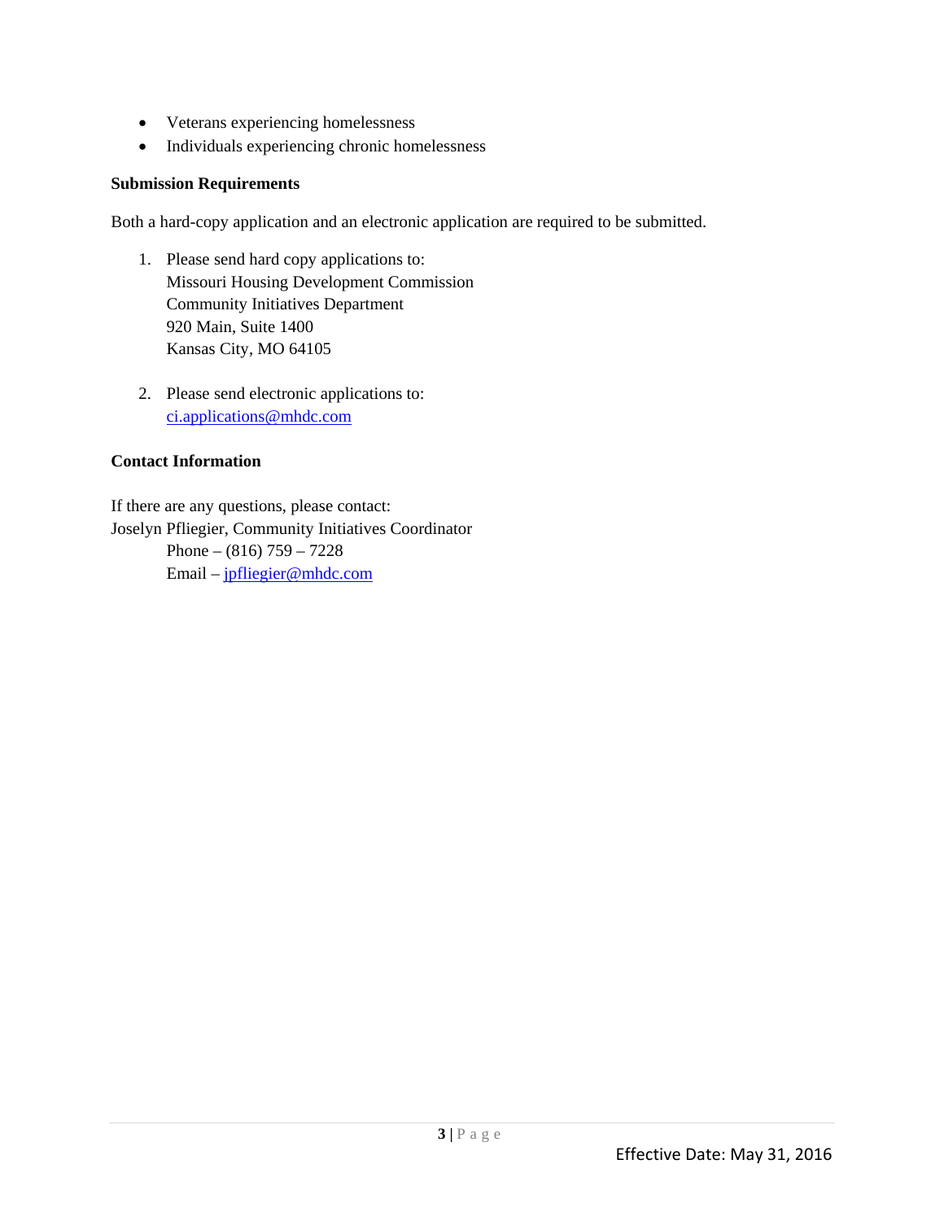- Veterans experiencing homelessness
- Individuals experiencing chronic homelessness

**Submission Requirements**

Both a hard-copy application and an electronic application are required to be submitted.

1. Please send hard copy applications to:
   Missouri Housing Development Commission
   Community Initiatives Department
   920 Main, Suite 1400
   Kansas City, MO 64105

2. Please send electronic applications to:
   ci.applications@mhdc.com

**Contact Information**

If there are any questions, please contact:
Joselyn Pfliegier, Community Initiatives Coordinator
Phone – (816) 759 – 7228
Email – jpfliegier@mhdc.com

Effective Date: May 31, 2016